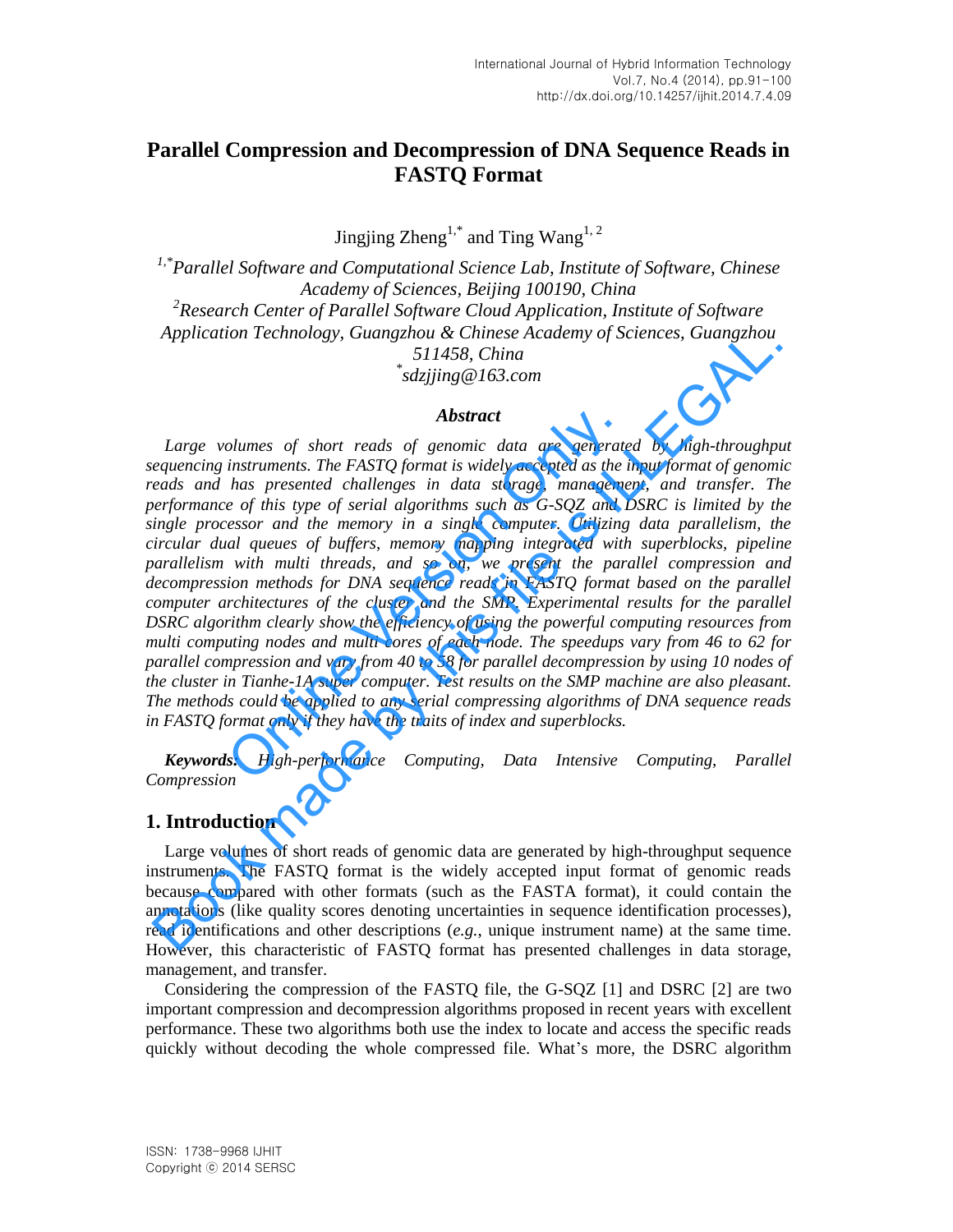# Parallel Compression and Decompression of DNA Sequence Reads in FASTQ Format

Jingjing Zheng[1,*] and Ting Wang[1, 2]

*[1,*]Parallel Software and Computational Science Lab, Institute of Software, Chinese Academy of Sciences, Beijing 100190, China*
*[2]Research Center of Parallel Software Cloud Application, Institute of Software Application Technology, Guangzhou & Chinese Academy of Sciences, Guangzhou 511458, China*
*[*]sdzjjing@163.com*

### *Abstract*

*Large volumes of short reads of genomic data are generated by high-throughput sequencing instruments. The FASTQ format is widely accepted as the input format of genomic reads and has presented challenges in data storage, management, and transfer. The performance of this type of serial algorithms such as G-SQZ and DSRC is limited by the single processor and the memory in a single computer. Utilizing data parallelism, the circular dual queues of buffers, memory mapping integrated with superblocks, pipeline parallelism with multi threads, and so on, we present the parallel compression and decompression methods for DNA sequence reads in FASTQ format based on the parallel computer architectures of the cluster and the SMP. Experimental results for the parallel DSRC algorithm clearly show the efficiency of using the powerful computing resources from multi computing nodes and multi cores of each node. The speedups vary from 46 to 62 for parallel compression and vary from 40 to 58 for parallel decompression by using 10 nodes of the cluster in Tianhe-1A super computer. Test results on the SMP machine are also pleasant. The methods could be applied to any serial compressing algorithms of DNA sequence reads in FASTQ format only if they have the traits of index and superblocks.*

***Keywords:** High-performance Computing, Data Intensive Computing, Parallel Compression*

## 1. Introduction

Large volumes of short reads of genomic data are generated by high-throughput sequence instruments. The FASTQ format is the widely accepted input format of genomic reads because compared with other formats (such as the FASTA format), it could contain the annotations (like quality scores denoting uncertainties in sequence identification processes), read identifications and other descriptions (*e.g.*, unique instrument name) at the same time. However, this characteristic of FASTQ format has presented challenges in data storage, management, and transfer.

Considering the compression of the FASTQ file, the G-SQZ [1] and DSRC [2] are two important compression and decompression algorithms proposed in recent years with excellent performance. These two algorithms both use the index to locate and access the specific reads quickly without decoding the whole compressed file. What's more, the DSRC algorithm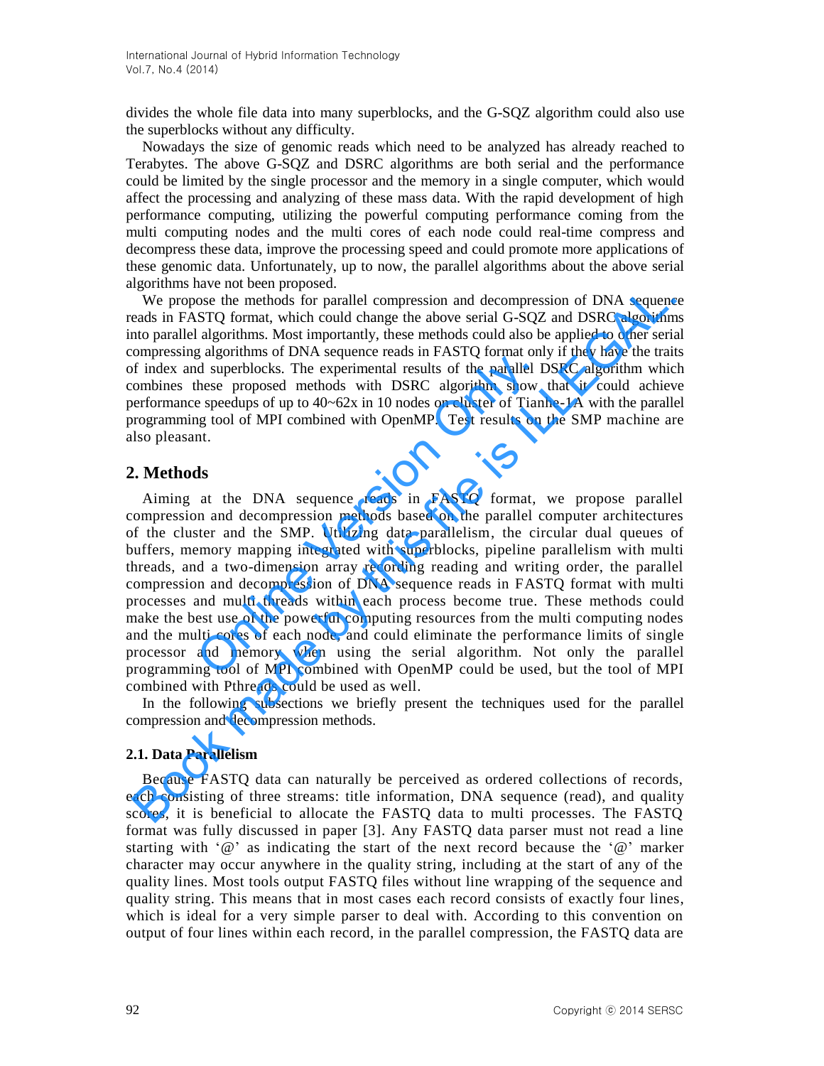divides the whole file data into many superblocks, and the G-SQZ algorithm could also use the superblocks without any difficulty.

Nowadays the size of genomic reads which need to be analyzed has already reached to Terabytes. The above G-SQZ and DSRC algorithms are both serial and the performance could be limited by the single processor and the memory in a single computer, which would affect the processing and analyzing of these mass data. With the rapid development of high performance computing, utilizing the powerful computing performance coming from the multi computing nodes and the multi cores of each node could real-time compress and decompress these data, improve the processing speed and could promote more applications of these genomic data. Unfortunately, up to now, the parallel algorithms about the above serial algorithms have not been proposed.

We propose the methods for parallel compression and decompression of DNA sequence reads in FASTQ format, which could change the above serial G-SQZ and DSRC algorithms into parallel algorithms. Most importantly, these methods could also be applied to other serial compressing algorithms of DNA sequence reads in FASTQ format only if they have the traits of index and superblocks. The experimental results of the parallel DSRC algorithm which combines these proposed methods with DSRC algorithm show that it could achieve performance speedups of up to 40~62x in 10 nodes on cluster of Tianhe-1A with the parallel programming tool of MPI combined with OpenMP. Test results on the SMP machine are also pleasant.

## 2. Methods

Aiming at the DNA sequence reads in FASTQ format, we propose parallel compression and decompression methods based on the parallel computer architectures of the cluster and the SMP. Utilizing data parallelism, the circular dual queues of buffers, memory mapping integrated with superblocks, pipeline parallelism with multi threads, and a two-dimension array recording reading and writing order, the parallel compression and decompression of DNA sequence reads in FASTQ format with multi processes and multi threads within each process become true. These methods could make the best use of the powerful computing resources from the multi computing nodes and the multi cores of each node, and could eliminate the performance limits of single processor and memory when using the serial algorithm. Not only the parallel programming tool of MPI combined with OpenMP could be used, but the tool of MPI combined with Pthreads could be used as well.

In the following subsections we briefly present the techniques used for the parallel compression and decompression methods.

### 2.1. Data Parallelism

Because FASTQ data can naturally be perceived as ordered collections of records, each consisting of three streams: title information, DNA sequence (read), and quality scores, it is beneficial to allocate the FASTQ data to multi processes. The FASTQ format was fully discussed in paper [3]. Any FASTQ data parser must not read a line starting with '@' as indicating the start of the next record because the '@' marker character may occur anywhere in the quality string, including at the start of any of the quality lines. Most tools output FASTQ files without line wrapping of the sequence and quality string. This means that in most cases each record consists of exactly four lines, which is ideal for a very simple parser to deal with. According to this convention on output of four lines within each record, in the parallel compression, the FASTQ data are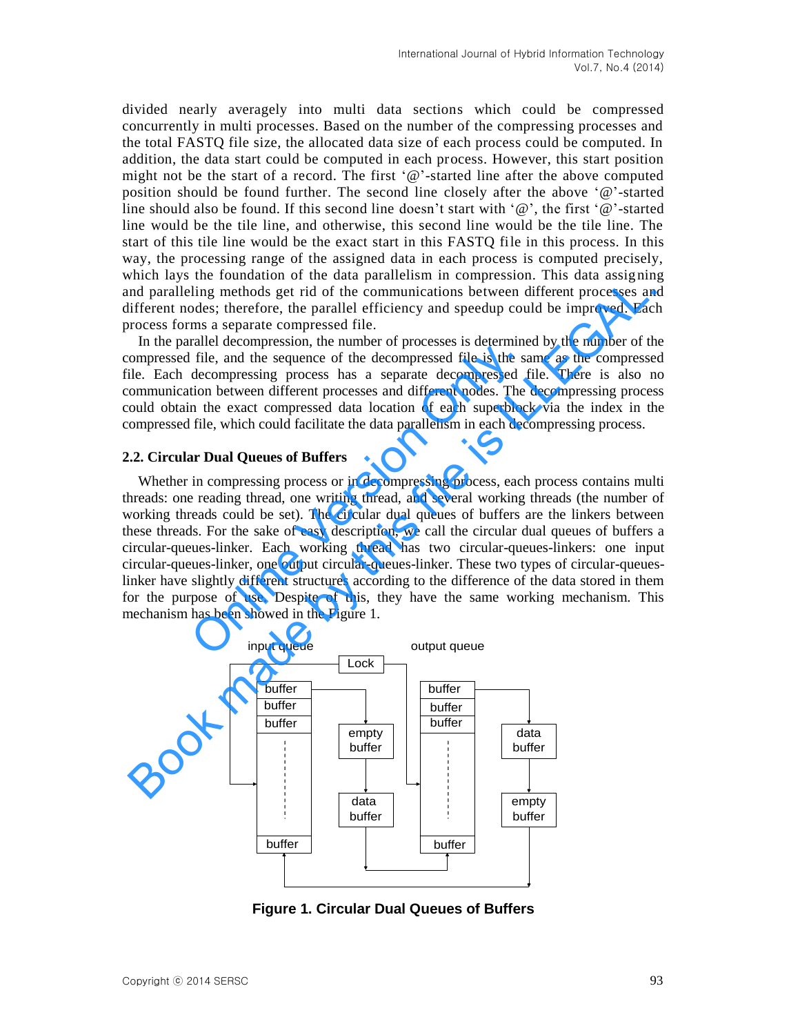divided nearly averagely into multi data sections which could be compressed concurrently in multi processes. Based on the number of the compressing processes and the total FASTQ file size, the allocated data size of each process could be computed. In addition, the data start could be computed in each process. However, this start position might not be the start of a record. The first '@'-started line after the above computed position should be found further. The second line closely after the above '@'-started line should also be found. If this second line doesn't start with '@', the first '@'-started line would be the tile line, and otherwise, this second line would be the tile line. The start of this tile line would be the exact start in this FASTQ file in this process. In this way, the processing range of the assigned data in each process is computed precisely, which lays the foundation of the data parallelism in compression. This data assigning and paralleling methods get rid of the communications between different processes and different nodes; therefore, the parallel efficiency and speedup could be improved. Each process forms a separate compressed file.

In the parallel decompression, the number of processes is determined by the number of the compressed file, and the sequence of the decompressed file is the same as the compressed file. Each decompressing process has a separate decompressed file. There is also no communication between different processes and different nodes. The decompressing process could obtain the exact compressed data location of each superblock via the index in the compressed file, which could facilitate the data parallelism in each decompressing process.

### 2.2. Circular Dual Queues of Buffers

Whether in compressing process or in decompressing process, each process contains multi threads: one reading thread, one writing thread, and several working threads (the number of working threads could be set). The circular dual queues of buffers are the linkers between these threads. For the sake of easy description, we call the circular dual queues of buffers a circular-queues-linker. Each working thread has two circular-queues-linkers: one input circular-queues-linker, one output circular-queues-linker. These two types of circular-queues-linker have slightly different structures according to the difference of the data stored in them for the purpose of use. Despite of this, they have the same working mechanism. This mechanism has been showed in the Figure 1.

input queue | Lock | output queue

buffer, buffer, buffer, ..., buffer | empty buffer | data buffer | buffer, buffer, buffer, ..., buffer | data buffer | empty buffer

**Figure 1. Circular Dual Queues of Buffers**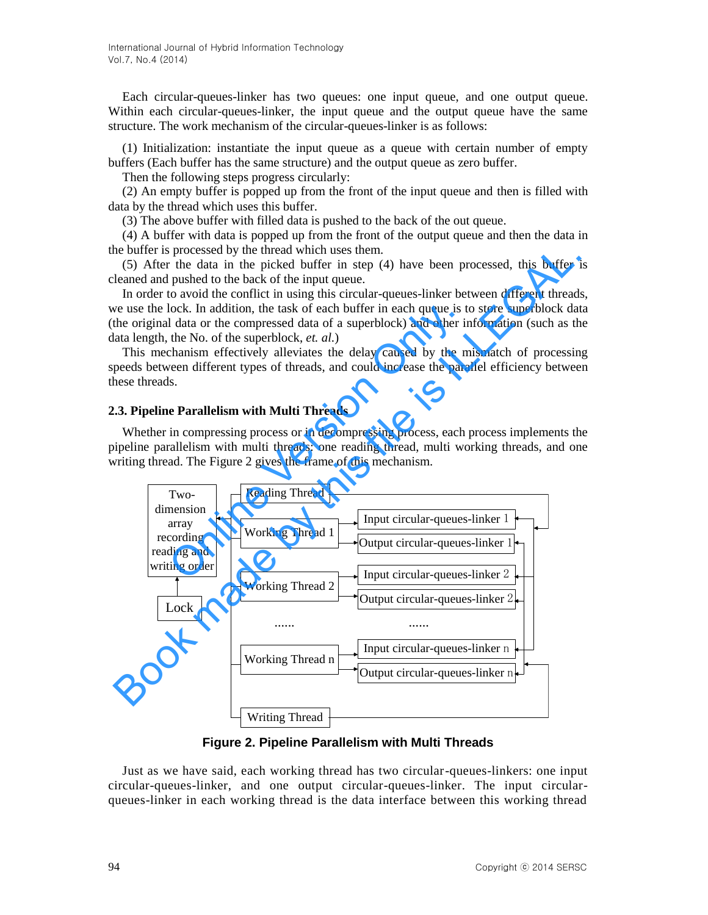Each circular-queues-linker has two queues: one input queue, and one output queue. Within each circular-queues-linker, the input queue and the output queue have the same structure. The work mechanism of the circular-queues-linker is as follows:

(1) Initialization: instantiate the input queue as a queue with certain number of empty buffers (Each buffer has the same structure) and the output queue as zero buffer.

Then the following steps progress circularly:

(2) An empty buffer is popped up from the front of the input queue and then is filled with data by the thread which uses this buffer.

(3) The above buffer with filled data is pushed to the back of the out queue.

(4) A buffer with data is popped up from the front of the output queue and then the data in the buffer is processed by the thread which uses them.

(5) After the data in the picked buffer in step (4) have been processed, this buffer is cleaned and pushed to the back of the input queue.

In order to avoid the conflict in using this circular-queues-linker between different threads, we use the lock. In addition, the task of each buffer in each queue is to store superblock data (the original data or the compressed data of a superblock) and other information (such as the data length, the No. of the superblock, *et. al.*)

This mechanism effectively alleviates the delay caused by the mismatch of processing speeds between different types of threads, and could increase the parallel efficiency between these threads.

### 2.3. Pipeline Parallelism with Multi Threads

Whether in compressing process or in decompressing process, each process implements the pipeline parallelism with multi threads: one reading thread, multi working threads, and one writing thread. The Figure 2 gives the frame of this mechanism.

**Figure 2. Pipeline Parallelism with Multi Threads**

Just as we have said, each working thread has two circular-queues-linkers: one input circular-queues-linker, and one output circular-queues-linker. The input circular-queues-linker in each working thread is the data interface between this working thread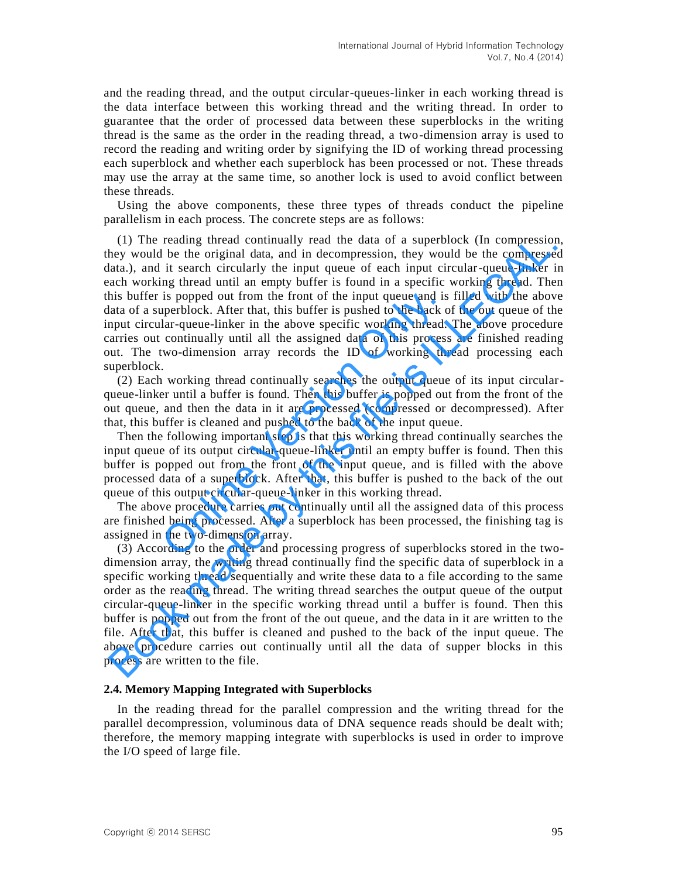and the reading thread, and the output circular-queues-linker in each working thread is the data interface between this working thread and the writing thread. In order to guarantee that the order of processed data between these superblocks in the writing thread is the same as the order in the reading thread, a two-dimension array is used to record the reading and writing order by signifying the ID of working thread processing each superblock and whether each superblock has been processed or not. These threads may use the array at the same time, so another lock is used to avoid conflict between these threads.

Using the above components, these three types of threads conduct the pipeline parallelism in each process. The concrete steps are as follows:

(1) The reading thread continually read the data of a superblock (In compression, they would be the original data, and in decompression, they would be the compressed data.), and it search circularly the input queue of each input circular-queue-linker in each working thread until an empty buffer is found in a specific working thread. Then this buffer is popped out from the front of the input queue and is filled with the above data of a superblock. After that, this buffer is pushed to the back of the out queue of the input circular-queue-linker in the above specific working thread. The above procedure carries out continually until all the assigned data of this process are finished reading out. The two-dimension array records the ID of working thread processing each superblock.

(2) Each working thread continually searches the output queue of its input circular-queue-linker until a buffer is found. Then this buffer is popped out from the front of the out queue, and then the data in it are processed (compressed or decompressed). After that, this buffer is cleaned and pushed to the back of the input queue.

Then the following important step is that this working thread continually searches the input queue of its output circular-queue-linker until an empty buffer is found. Then this buffer is popped out from the front of the input queue, and is filled with the above processed data of a superblock. After that, this buffer is pushed to the back of the out queue of this output circular-queue-linker in this working thread.

The above procedure carries out continually until all the assigned data of this process are finished being processed. After a superblock has been processed, the finishing tag is assigned in the two-dimension array.

(3) According to the order and processing progress of superblocks stored in the two-dimension array, the writing thread continually find the specific data of superblock in a specific working thread sequentially and write these data to a file according to the same order as the reading thread. The writing thread searches the output queue of the output circular-queue-linker in the specific working thread until a buffer is found. Then this buffer is popped out from the front of the out queue, and the data in it are written to the file. After that, this buffer is cleaned and pushed to the back of the input queue. The above procedure carries out continually until all the data of supper blocks in this process are written to the file.

### 2.4. Memory Mapping Integrated with Superblocks

In the reading thread for the parallel compression and the writing thread for the parallel decompression, voluminous data of DNA sequence reads should be dealt with; therefore, the memory mapping integrate with superblocks is used in order to improve the I/O speed of large file.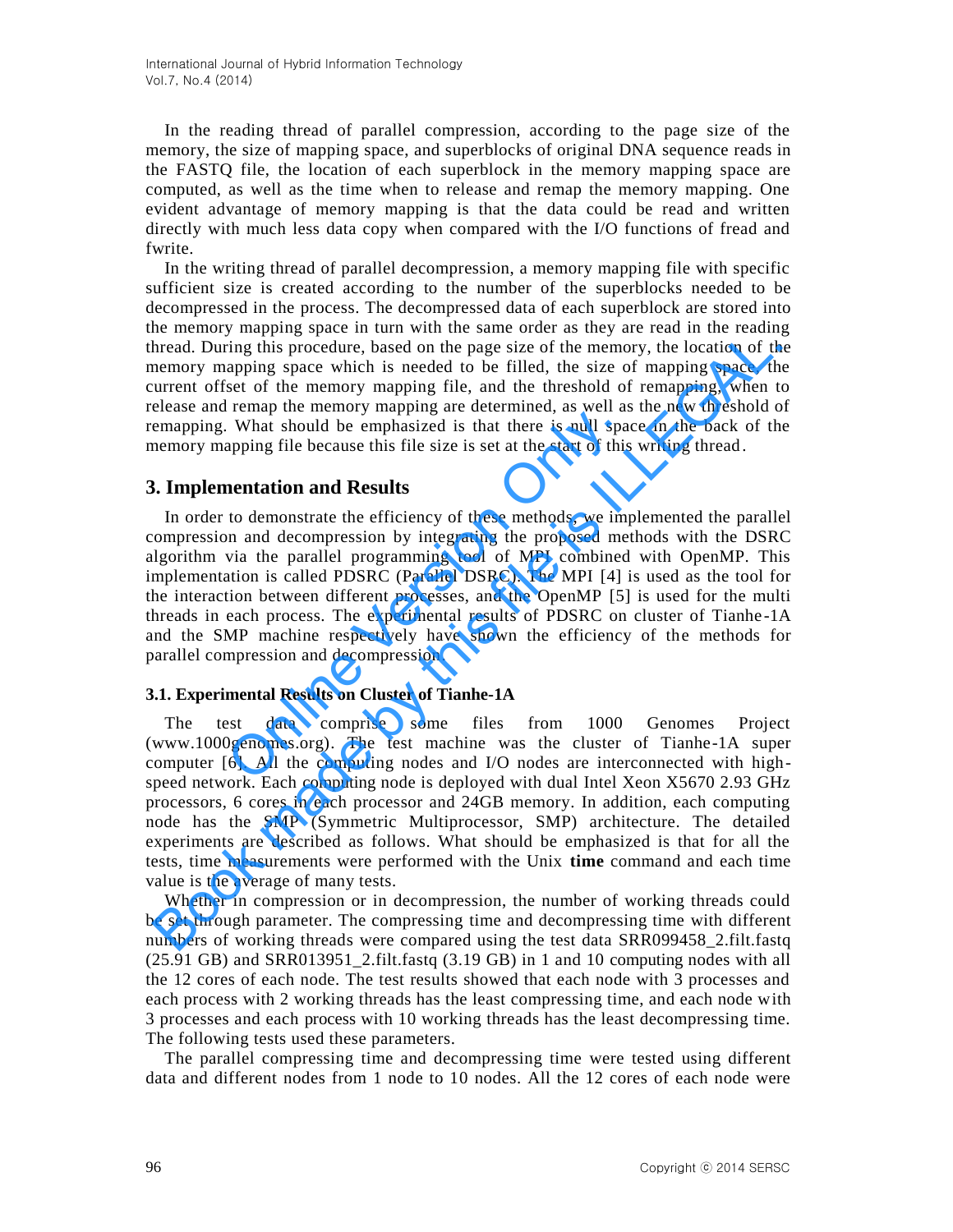In the reading thread of parallel compression, according to the page size of the memory, the size of mapping space, and superblocks of original DNA sequence reads in the FASTQ file, the location of each superblock in the memory mapping space are computed, as well as the time when to release and remap the memory mapping. One evident advantage of memory mapping is that the data could be read and written directly with much less data copy when compared with the I/O functions of fread and fwrite.

In the writing thread of parallel decompression, a memory mapping file with specific sufficient size is created according to the number of the superblocks needed to be decompressed in the process. The decompressed data of each superblock are stored into the memory mapping space in turn with the same order as they are read in the reading thread. During this procedure, based on the page size of the memory, the location of the memory mapping space which is needed to be filled, the size of mapping space, the current offset of the memory mapping file, and the threshold of remapping, when to release and remap the memory mapping are determined, as well as the new threshold of remapping. What should be emphasized is that there is null space in the back of the memory mapping file because this file size is set at the start of this writing thread.

## 3. Implementation and Results

In order to demonstrate the efficiency of these methods, we implemented the parallel compression and decompression by integrating the proposed methods with the DSRC algorithm via the parallel programming tool of MPI combined with OpenMP. This implementation is called PDSRC (Parallel DSRC). The MPI [4] is used as the tool for the interaction between different processes, and the OpenMP [5] is used for the multi threads in each process. The experimental results of PDSRC on cluster of Tianhe-1A and the SMP machine respectively have shown the efficiency of the methods for parallel compression and decompression.

### 3.1. Experimental Results on Cluster of Tianhe-1A

The test data comprise some files from 1000 Genomes Project (www.1000genomes.org). The test machine was the cluster of Tianhe-1A super computer [6]. All the computing nodes and I/O nodes are interconnected with high-speed network. Each computing node is deployed with dual Intel Xeon X5670 2.93 GHz processors, 6 cores in each processor and 24GB memory. In addition, each computing node has the SMP (Symmetric Multiprocessor, SMP) architecture. The detailed experiments are described as follows. What should be emphasized is that for all the tests, time measurements were performed with the Unix **time** command and each time value is the average of many tests.

Whether in compression or in decompression, the number of working threads could be set through parameter. The compressing time and decompressing time with different numbers of working threads were compared using the test data SRR099458_2.filt.fastq (25.91 GB) and SRR013951_2.filt.fastq (3.19 GB) in 1 and 10 computing nodes with all the 12 cores of each node. The test results showed that each node with 3 processes and each process with 2 working threads has the least compressing time, and each node with 3 processes and each process with 10 working threads has the least decompressing time. The following tests used these parameters.

The parallel compressing time and decompressing time were tested using different data and different nodes from 1 node to 10 nodes. All the 12 cores of each node were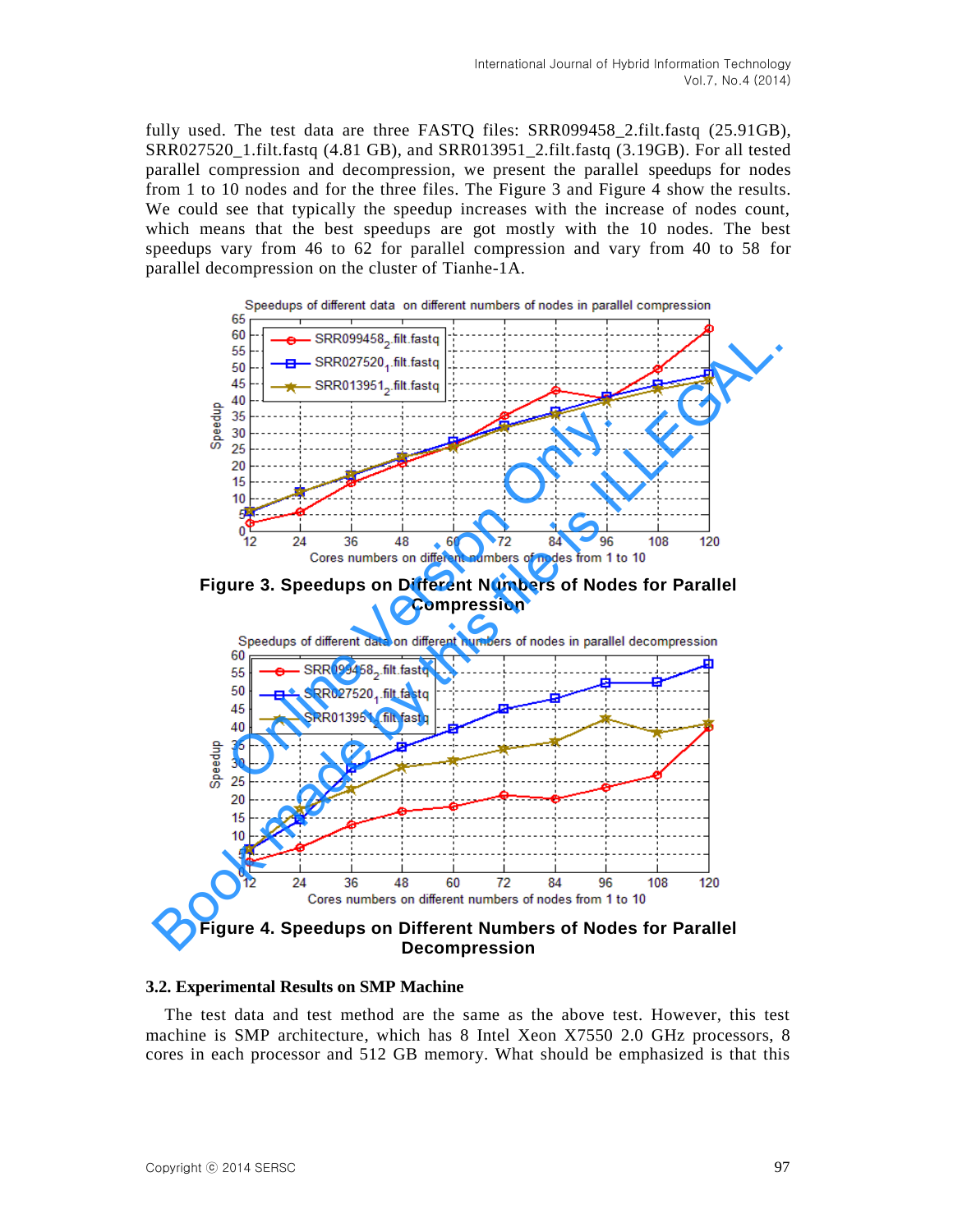fully used. The test data are three FASTQ files: SRR099458_2.filt.fastq (25.91GB), SRR027520_1.filt.fastq (4.81 GB), and SRR013951_2.filt.fastq (3.19GB). For all tested parallel compression and decompression, we present the parallel speedups for nodes from 1 to 10 nodes and for the three files. The Figure 3 and Figure 4 show the results. We could see that typically the speedup increases with the increase of nodes count, which means that the best speedups are got mostly with the 10 nodes. The best speedups vary from 46 to 62 for parallel compression and vary from 40 to 58 for parallel decompression on the cluster of Tianhe-1A.

**Figure 3. Speedups on Different Numbers of Nodes for Parallel Compression**

**Figure 4. Speedups on Different Numbers of Nodes for Parallel Decompression**

### 3.2. Experimental Results on SMP Machine

The test data and test method are the same as the above test. However, this test machine is SMP architecture, which has 8 Intel Xeon X7550 2.0 GHz processors, 8 cores in each processor and 512 GB memory. What should be emphasized is that this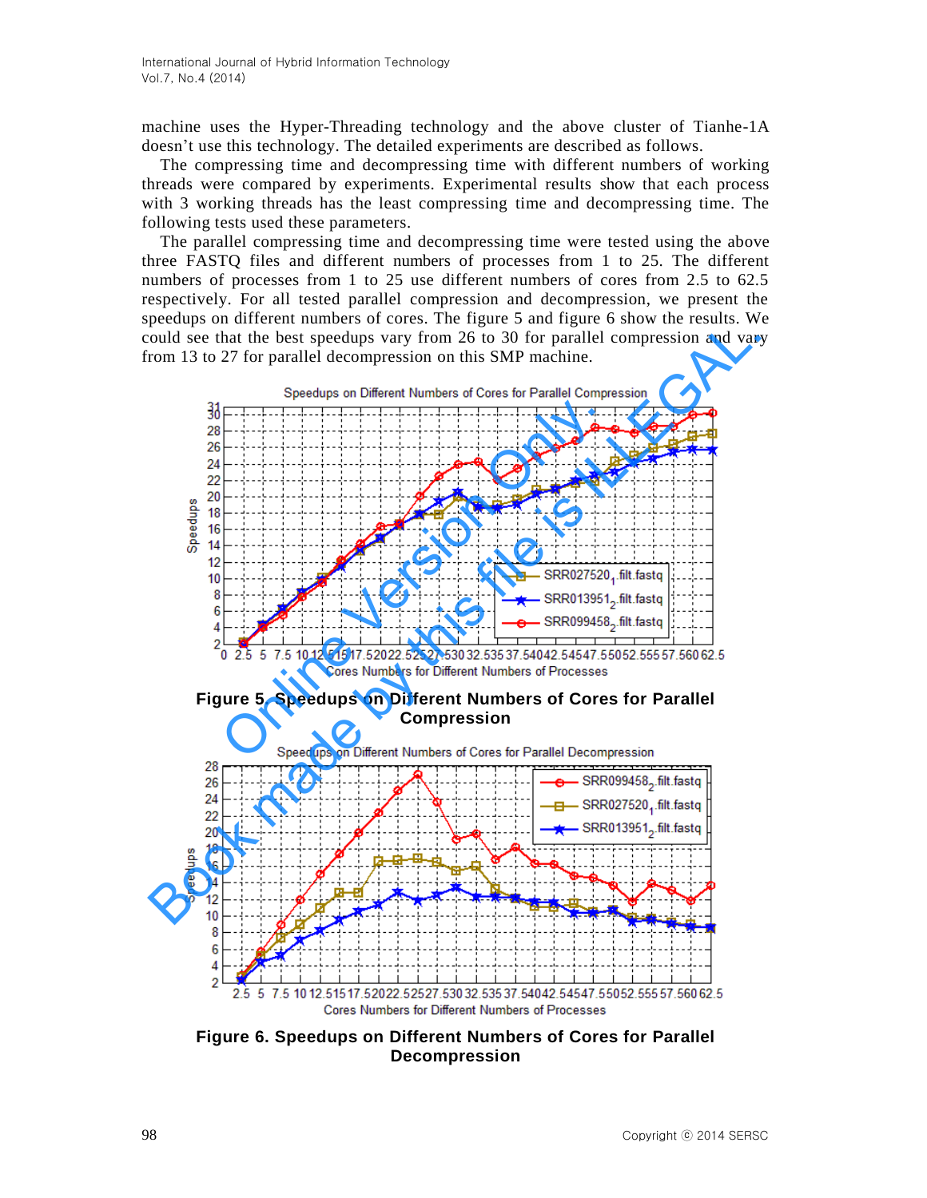machine uses the Hyper-Threading technology and the above cluster of Tianhe-1A doesn't use this technology. The detailed experiments are described as follows.

The compressing time and decompressing time with different numbers of working threads were compared by experiments. Experimental results show that each process with 3 working threads has the least compressing time and decompressing time. The following tests used these parameters.

The parallel compressing time and decompressing time were tested using the above three FASTQ files and different numbers of processes from 1 to 25. The different numbers of processes from 1 to 25 use different numbers of cores from 2.5 to 62.5 respectively. For all tested parallel compression and decompression, we present the speedups on different numbers of cores. The figure 5 and figure 6 show the results. We could see that the best speedups vary from 26 to 30 for parallel compression and vary from 13 to 27 for parallel decompression on this SMP machine.

**Figure 5. Speedups on Different Numbers of Cores for Parallel Compression**

**Figure 6. Speedups on Different Numbers of Cores for Parallel Decompression**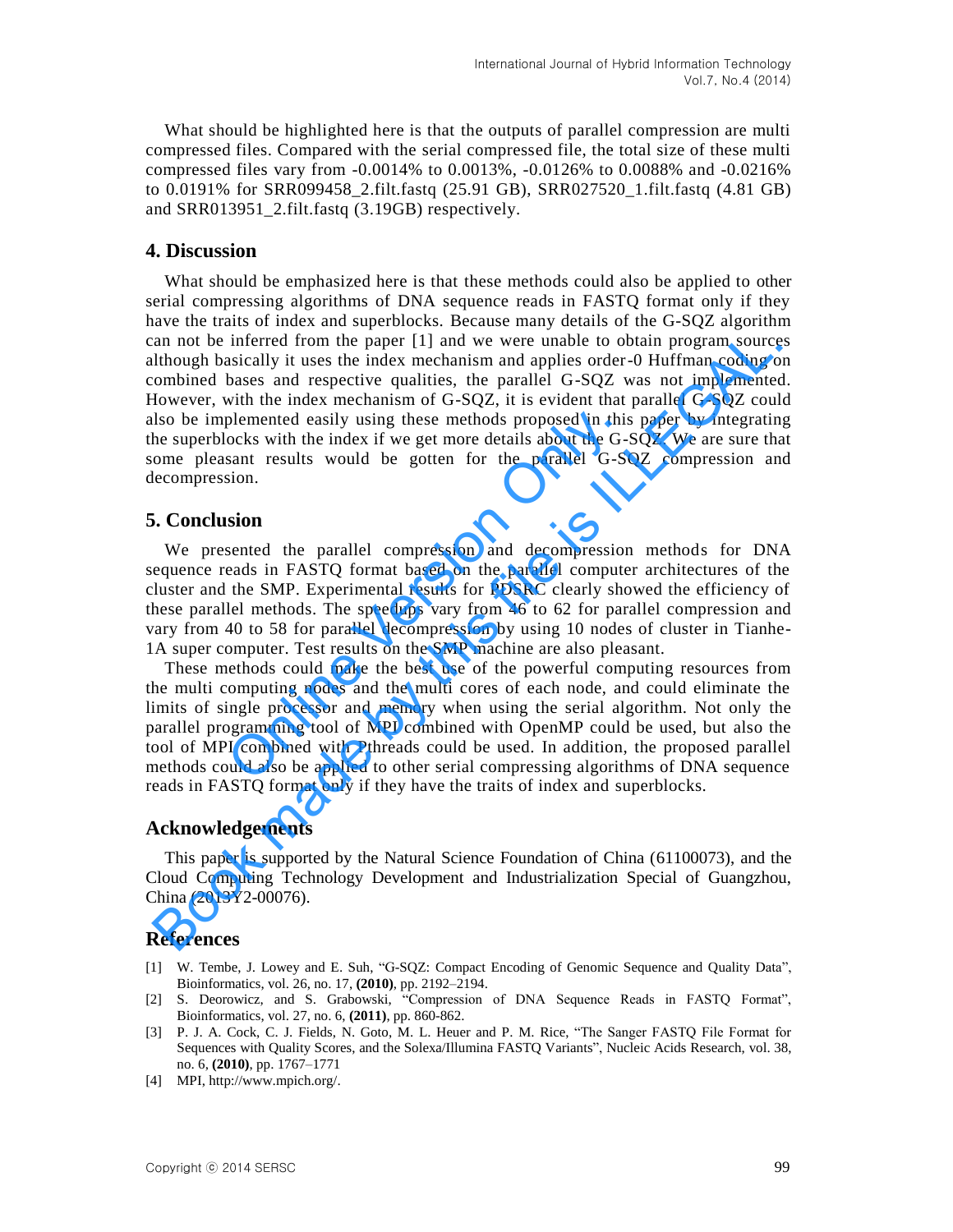What should be highlighted here is that the outputs of parallel compression are multi compressed files. Compared with the serial compressed file, the total size of these multi compressed files vary from -0.0014% to 0.0013%, -0.0126% to 0.0088% and -0.0216% to 0.0191% for SRR099458_2.filt.fastq (25.91 GB), SRR027520_1.filt.fastq (4.81 GB) and SRR013951_2.filt.fastq (3.19GB) respectively.

## 4. Discussion

What should be emphasized here is that these methods could also be applied to other serial compressing algorithms of DNA sequence reads in FASTQ format only if they have the traits of index and superblocks. Because many details of the G-SQZ algorithm can not be inferred from the paper [1] and we were unable to obtain program sources although basically it uses the index mechanism and applies order-0 Huffman coding on combined bases and respective qualities, the parallel G-SQZ was not implemented. However, with the index mechanism of G-SQZ, it is evident that parallel G-SQZ could also be implemented easily using these methods proposed in this paper by integrating the superblocks with the index if we get more details about the G-SQZ. We are sure that some pleasant results would be gotten for the parallel G-SQZ compression and decompression.

## 5. Conclusion

We presented the parallel compression and decompression methods for DNA sequence reads in FASTQ format based on the parallel computer architectures of the cluster and the SMP. Experimental results for PDSRC clearly showed the efficiency of these parallel methods. The speedups vary from 46 to 62 for parallel compression and vary from 40 to 58 for parallel decompression by using 10 nodes of cluster in Tianhe-1A super computer. Test results on the SMP machine are also pleasant.

These methods could make the best use of the powerful computing resources from the multi computing nodes and the multi cores of each node, and could eliminate the limits of single processor and memory when using the serial algorithm. Not only the parallel programming tool of MPI combined with OpenMP could be used, but also the tool of MPI combined with Pthreads could be used. In addition, the proposed parallel methods could also be applied to other serial compressing algorithms of DNA sequence reads in FASTQ format only if they have the traits of index and superblocks.

## Acknowledgements

This paper is supported by the Natural Science Foundation of China (61100073), and the Cloud Computing Technology Development and Industrialization Special of Guangzhou, China (2013Y2-00076).

## References

[1] W. Tembe, J. Lowey and E. Suh, "G-SQZ: Compact Encoding of Genomic Sequence and Quality Data", Bioinformatics, vol. 26, no. 17, **(2010)**, pp. 2192–2194.

[2] S. Deorowicz, and S. Grabowski, "Compression of DNA Sequence Reads in FASTQ Format", Bioinformatics, vol. 27, no. 6, **(2011)**, pp. 860-862.

[3] P. J. A. Cock, C. J. Fields, N. Goto, M. L. Heuer and P. M. Rice, "The Sanger FASTQ File Format for Sequences with Quality Scores, and the Solexa/Illumina FASTQ Variants", Nucleic Acids Research, vol. 38, no. 6, **(2010)**, pp. 1767–1771

[4] MPI, http://www.mpich.org/.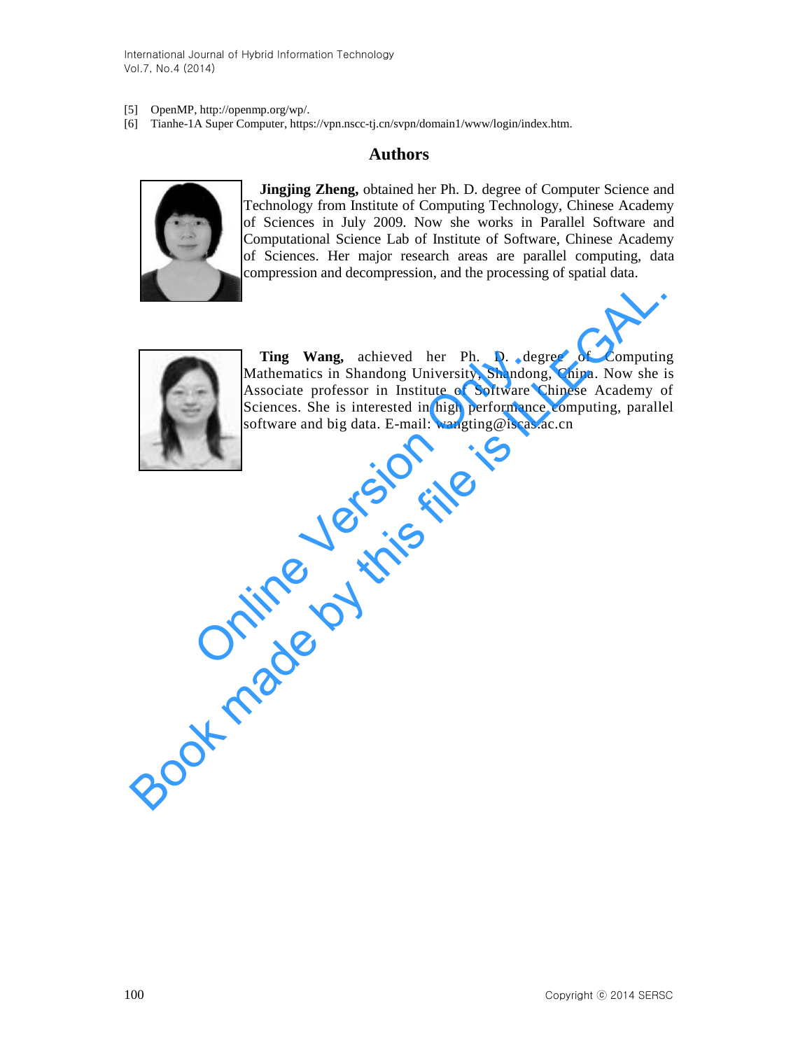[5] OpenMP, http://openmp.org/wp/.

[6] Tianhe-1A Super Computer, https://vpn.nscc-tj.cn/svpn/domain1/www/login/index.htm.

## Authors

**Jingjing Zheng,** obtained her Ph. D. degree of Computer Science and Technology from Institute of Computing Technology, Chinese Academy of Sciences in July 2009. Now she works in Parallel Software and Computational Science Lab of Institute of Software, Chinese Academy of Sciences. Her major research areas are parallel computing, data compression and decompression, and the processing of spatial data.

**Ting Wang,** achieved her Ph. D. degree of Computing Mathematics in Shandong University, Shandong, China. Now she is Associate professor in Institute of Software Chinese Academy of Sciences. She is interested in high performance computing, parallel software and big data. E-mail: wangting@iscas.ac.cn